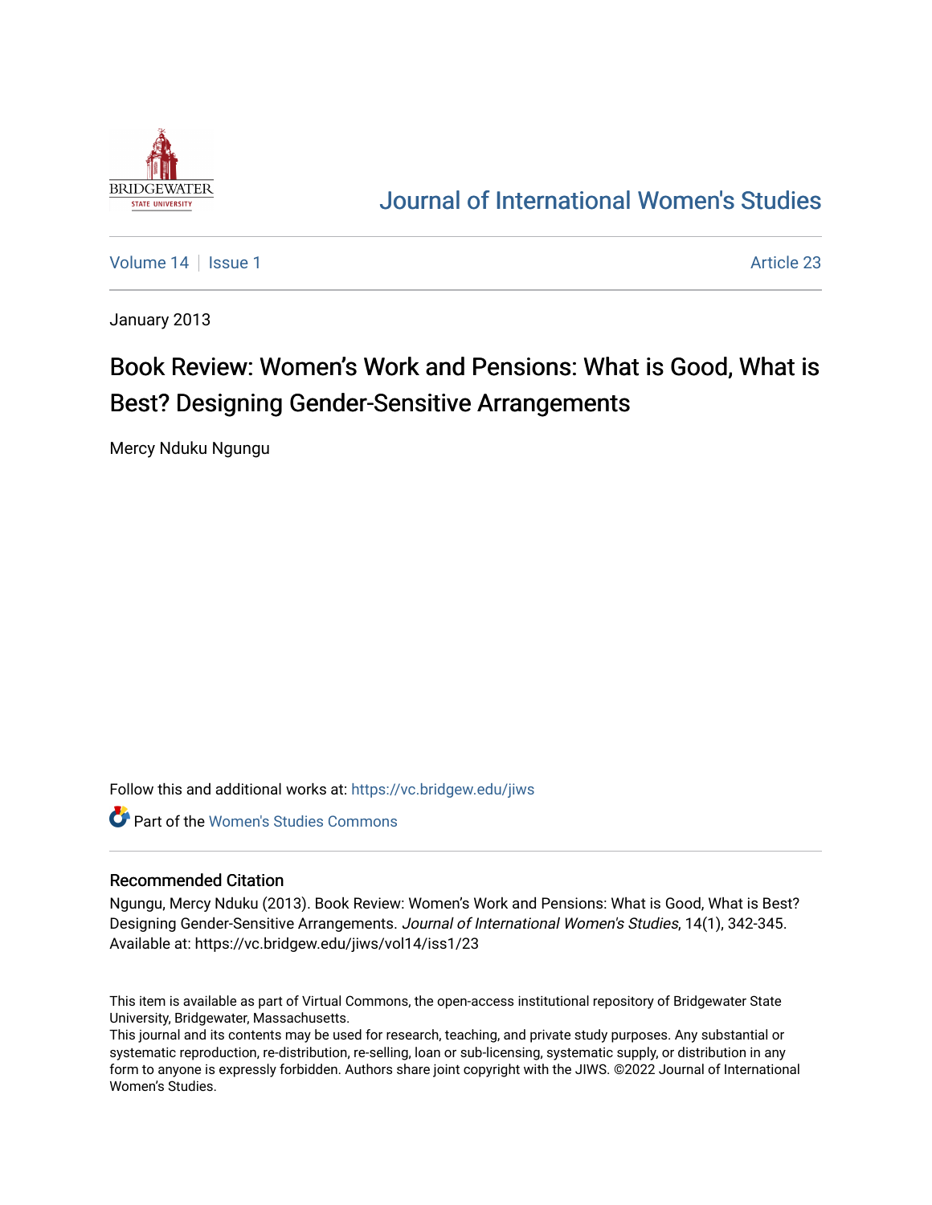# Journal of International Women's Studies

Volume 14 | Issue 1 | Article 23

January 2013

## Book Review: Women's Work and Pensions: What is Good, What is Best? Designing Gender-Sensitive Arrangements

Mercy Nduku Ngungu

Follow this and additional works at: https://vc.bridgew.edu/jiws

Part of the Women's Studies Commons

### Recommended Citation

Ngungu, Mercy Nduku (2013). Book Review: Women's Work and Pensions: What is Good, What is Best? Designing Gender-Sensitive Arrangements. *Journal of International Women's Studies*, 14(1), 342-345. Available at: https://vc.bridgew.edu/jiws/vol14/iss1/23

This item is available as part of Virtual Commons, the open-access institutional repository of Bridgewater State University, Bridgewater, Massachusetts.
This journal and its contents may be used for research, teaching, and private study purposes. Any substantial or systematic reproduction, re-distribution, re-selling, loan or sub-licensing, systematic supply, or distribution in any form to anyone is expressly forbidden. Authors share joint copyright with the JIWS. ©2022 Journal of International Women's Studies.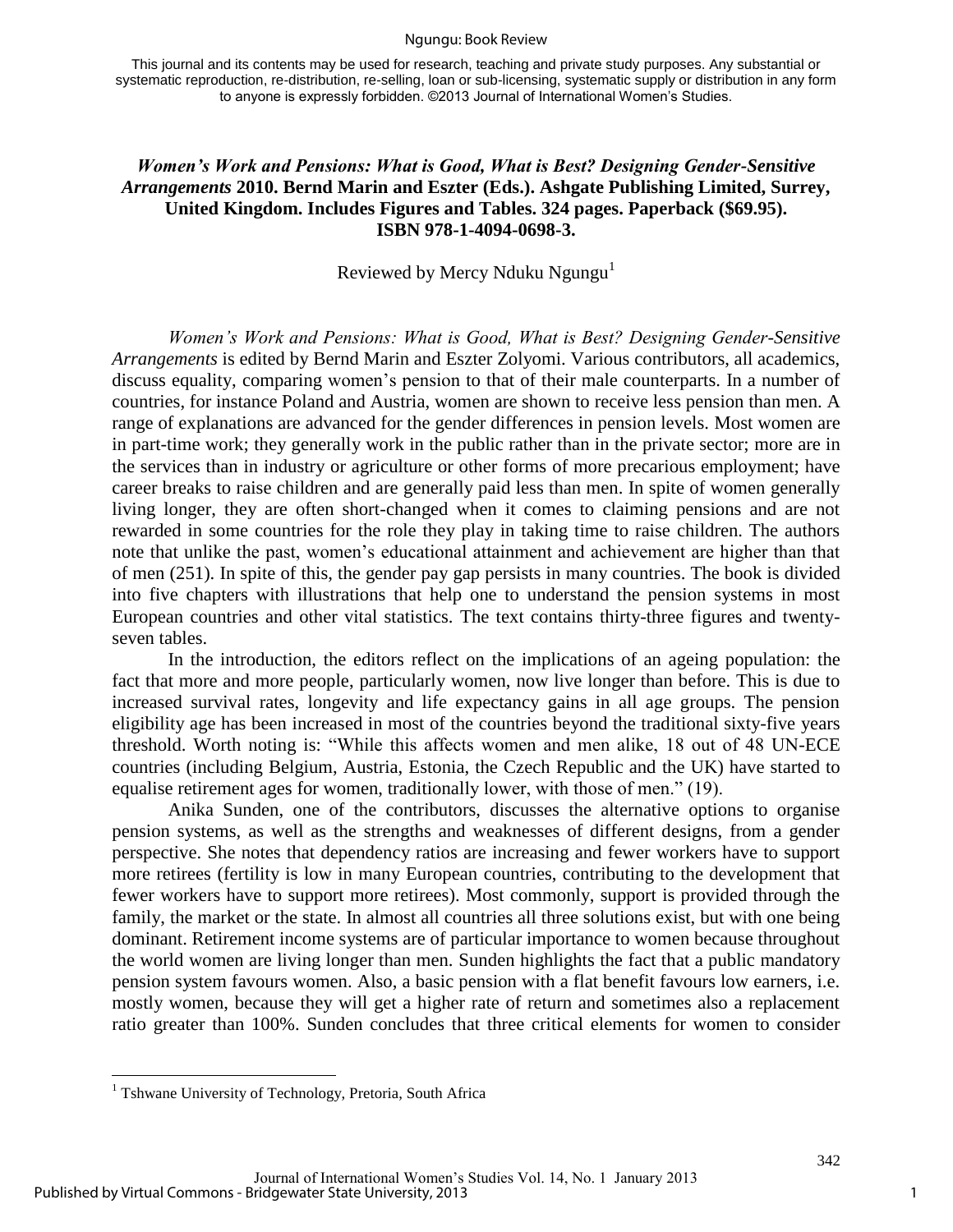This journal and its contents may be used for research, teaching and private study purposes. Any substantial or systematic reproduction, re-distribution, re-selling, loan or sub-licensing, systematic supply or distribution in any form to anyone is expressly forbidden. ©2013 Journal of International Women's Studies.

***Women's Work and Pensions: What is Good, What is Best? Designing Gender-Sensitive Arrangements* 2010. Bernd Marin and Eszter (Eds.). Ashgate Publishing Limited, Surrey, United Kingdom. Includes Figures and Tables. 324 pages. Paperback ($69.95). ISBN 978-1-4094-0698-3.**

Reviewed by Mercy Nduku Ngungu[1]

*Women's Work and Pensions: What is Good, What is Best? Designing Gender-Sensitive Arrangements* is edited by Bernd Marin and Eszter Zolyomi. Various contributors, all academics, discuss equality, comparing women's pension to that of their male counterparts. In a number of countries, for instance Poland and Austria, women are shown to receive less pension than men. A range of explanations are advanced for the gender differences in pension levels. Most women are in part-time work; they generally work in the public rather than in the private sector; more are in the services than in industry or agriculture or other forms of more precarious employment; have career breaks to raise children and are generally paid less than men. In spite of women generally living longer, they are often short-changed when it comes to claiming pensions and are not rewarded in some countries for the role they play in taking time to raise children. The authors note that unlike the past, women's educational attainment and achievement are higher than that of men (251). In spite of this, the gender pay gap persists in many countries. The book is divided into five chapters with illustrations that help one to understand the pension systems in most European countries and other vital statistics. The text contains thirty-three figures and twenty-seven tables.

In the introduction, the editors reflect on the implications of an ageing population: the fact that more and more people, particularly women, now live longer than before. This is due to increased survival rates, longevity and life expectancy gains in all age groups. The pension eligibility age has been increased in most of the countries beyond the traditional sixty-five years threshold. Worth noting is: "While this affects women and men alike, 18 out of 48 UN-ECE countries (including Belgium, Austria, Estonia, the Czech Republic and the UK) have started to equalise retirement ages for women, traditionally lower, with those of men." (19).

Anika Sunden, one of the contributors, discusses the alternative options to organise pension systems, as well as the strengths and weaknesses of different designs, from a gender perspective. She notes that dependency ratios are increasing and fewer workers have to support more retirees (fertility is low in many European countries, contributing to the development that fewer workers have to support more retirees). Most commonly, support is provided through the family, the market or the state. In almost all countries all three solutions exist, but with one being dominant. Retirement income systems are of particular importance to women because throughout the world women are living longer than men. Sunden highlights the fact that a public mandatory pension system favours women. Also, a basic pension with a flat benefit favours low earners, i.e. mostly women, because they will get a higher rate of return and sometimes also a replacement ratio greater than 100%. Sunden concludes that three critical elements for women to consider

[1] Tshwane University of Technology, Pretoria, South Africa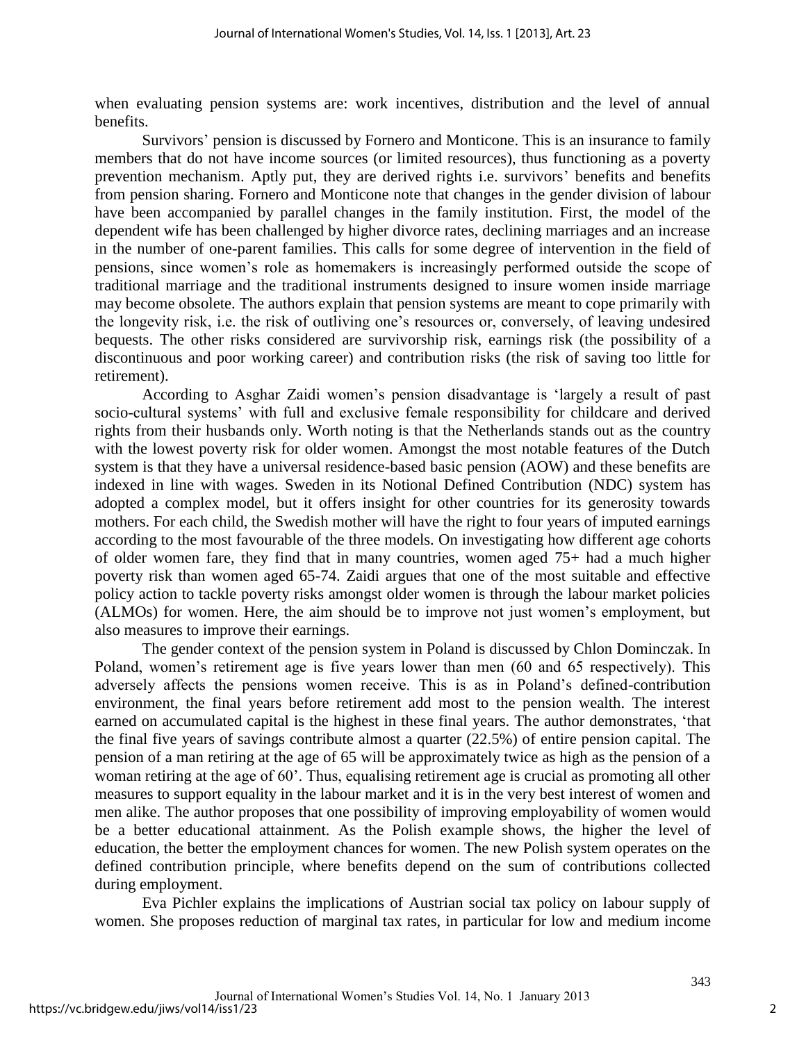when evaluating pension systems are: work incentives, distribution and the level of annual benefits.

Survivors' pension is discussed by Fornero and Monticone. This is an insurance to family members that do not have income sources (or limited resources), thus functioning as a poverty prevention mechanism. Aptly put, they are derived rights i.e. survivors' benefits and benefits from pension sharing. Fornero and Monticone note that changes in the gender division of labour have been accompanied by parallel changes in the family institution. First, the model of the dependent wife has been challenged by higher divorce rates, declining marriages and an increase in the number of one-parent families. This calls for some degree of intervention in the field of pensions, since women's role as homemakers is increasingly performed outside the scope of traditional marriage and the traditional instruments designed to insure women inside marriage may become obsolete. The authors explain that pension systems are meant to cope primarily with the longevity risk, i.e. the risk of outliving one's resources or, conversely, of leaving undesired bequests. The other risks considered are survivorship risk, earnings risk (the possibility of a discontinuous and poor working career) and contribution risks (the risk of saving too little for retirement).

According to Asghar Zaidi women's pension disadvantage is 'largely a result of past socio-cultural systems' with full and exclusive female responsibility for childcare and derived rights from their husbands only. Worth noting is that the Netherlands stands out as the country with the lowest poverty risk for older women. Amongst the most notable features of the Dutch system is that they have a universal residence-based basic pension (AOW) and these benefits are indexed in line with wages. Sweden in its Notional Defined Contribution (NDC) system has adopted a complex model, but it offers insight for other countries for its generosity towards mothers. For each child, the Swedish mother will have the right to four years of imputed earnings according to the most favourable of the three models. On investigating how different age cohorts of older women fare, they find that in many countries, women aged 75+ had a much higher poverty risk than women aged 65-74. Zaidi argues that one of the most suitable and effective policy action to tackle poverty risks amongst older women is through the labour market policies (ALMOs) for women. Here, the aim should be to improve not just women's employment, but also measures to improve their earnings.

The gender context of the pension system in Poland is discussed by Chlon Dominczak. In Poland, women's retirement age is five years lower than men (60 and 65 respectively). This adversely affects the pensions women receive. This is as in Poland's defined-contribution environment, the final years before retirement add most to the pension wealth. The interest earned on accumulated capital is the highest in these final years. The author demonstrates, 'that the final five years of savings contribute almost a quarter (22.5%) of entire pension capital. The pension of a man retiring at the age of 65 will be approximately twice as high as the pension of a woman retiring at the age of 60'. Thus, equalising retirement age is crucial as promoting all other measures to support equality in the labour market and it is in the very best interest of women and men alike. The author proposes that one possibility of improving employability of women would be a better educational attainment. As the Polish example shows, the higher the level of education, the better the employment chances for women. The new Polish system operates on the defined contribution principle, where benefits depend on the sum of contributions collected during employment.

Eva Pichler explains the implications of Austrian social tax policy on labour supply of women. She proposes reduction of marginal tax rates, in particular for low and medium income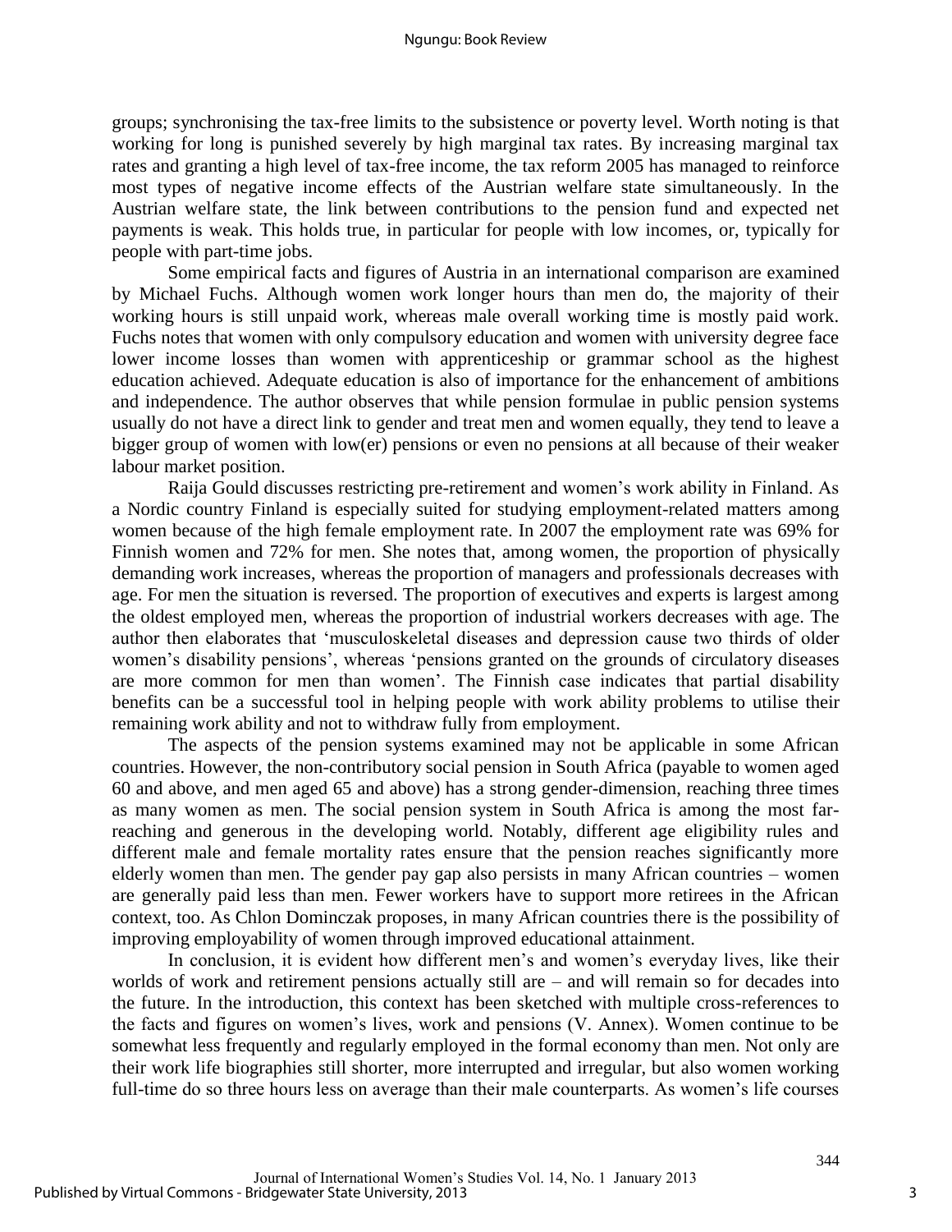groups; synchronising the tax-free limits to the subsistence or poverty level. Worth noting is that working for long is punished severely by high marginal tax rates. By increasing marginal tax rates and granting a high level of tax-free income, the tax reform 2005 has managed to reinforce most types of negative income effects of the Austrian welfare state simultaneously. In the Austrian welfare state, the link between contributions to the pension fund and expected net payments is weak. This holds true, in particular for people with low incomes, or, typically for people with part-time jobs.

Some empirical facts and figures of Austria in an international comparison are examined by Michael Fuchs. Although women work longer hours than men do, the majority of their working hours is still unpaid work, whereas male overall working time is mostly paid work. Fuchs notes that women with only compulsory education and women with university degree face lower income losses than women with apprenticeship or grammar school as the highest education achieved. Adequate education is also of importance for the enhancement of ambitions and independence. The author observes that while pension formulae in public pension systems usually do not have a direct link to gender and treat men and women equally, they tend to leave a bigger group of women with low(er) pensions or even no pensions at all because of their weaker labour market position.

Raija Gould discusses restricting pre-retirement and women's work ability in Finland. As a Nordic country Finland is especially suited for studying employment-related matters among women because of the high female employment rate. In 2007 the employment rate was 69% for Finnish women and 72% for men. She notes that, among women, the proportion of physically demanding work increases, whereas the proportion of managers and professionals decreases with age. For men the situation is reversed. The proportion of executives and experts is largest among the oldest employed men, whereas the proportion of industrial workers decreases with age. The author then elaborates that 'musculoskeletal diseases and depression cause two thirds of older women's disability pensions', whereas 'pensions granted on the grounds of circulatory diseases are more common for men than women'. The Finnish case indicates that partial disability benefits can be a successful tool in helping people with work ability problems to utilise their remaining work ability and not to withdraw fully from employment.

The aspects of the pension systems examined may not be applicable in some African countries. However, the non-contributory social pension in South Africa (payable to women aged 60 and above, and men aged 65 and above) has a strong gender-dimension, reaching three times as many women as men. The social pension system in South Africa is among the most far-reaching and generous in the developing world. Notably, different age eligibility rules and different male and female mortality rates ensure that the pension reaches significantly more elderly women than men. The gender pay gap also persists in many African countries – women are generally paid less than men. Fewer workers have to support more retirees in the African context, too. As Chlon Dominczak proposes, in many African countries there is the possibility of improving employability of women through improved educational attainment.

In conclusion, it is evident how different men's and women's everyday lives, like their worlds of work and retirement pensions actually still are – and will remain so for decades into the future. In the introduction, this context has been sketched with multiple cross-references to the facts and figures on women's lives, work and pensions (V. Annex). Women continue to be somewhat less frequently and regularly employed in the formal economy than men. Not only are their work life biographies still shorter, more interrupted and irregular, but also women working full-time do so three hours less on average than their male counterparts. As women's life courses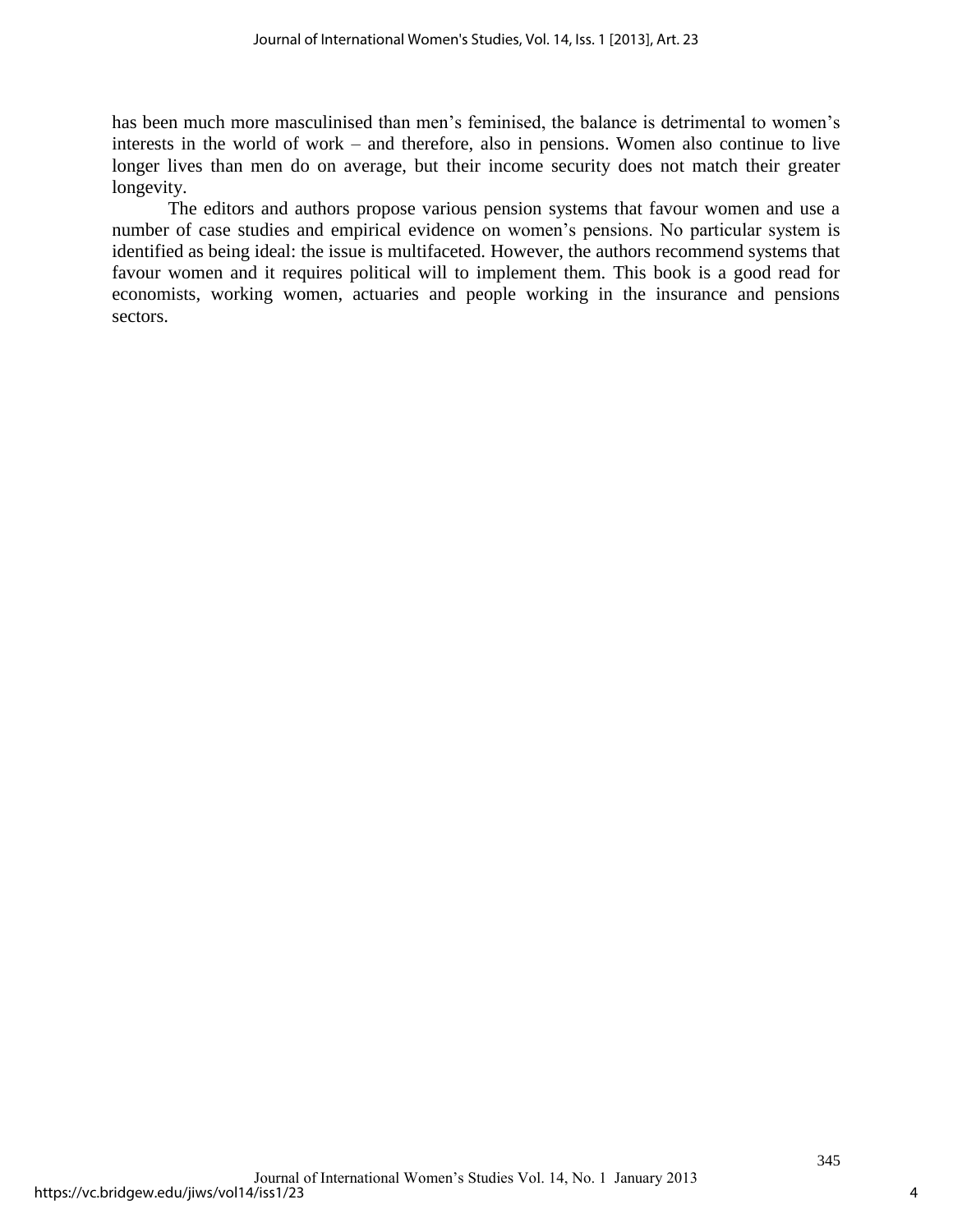has been much more masculinised than men's feminised, the balance is detrimental to women's interests in the world of work – and therefore, also in pensions. Women also continue to live longer lives than men do on average, but their income security does not match their greater longevity.

The editors and authors propose various pension systems that favour women and use a number of case studies and empirical evidence on women's pensions. No particular system is identified as being ideal: the issue is multifaceted. However, the authors recommend systems that favour women and it requires political will to implement them. This book is a good read for economists, working women, actuaries and people working in the insurance and pensions sectors.